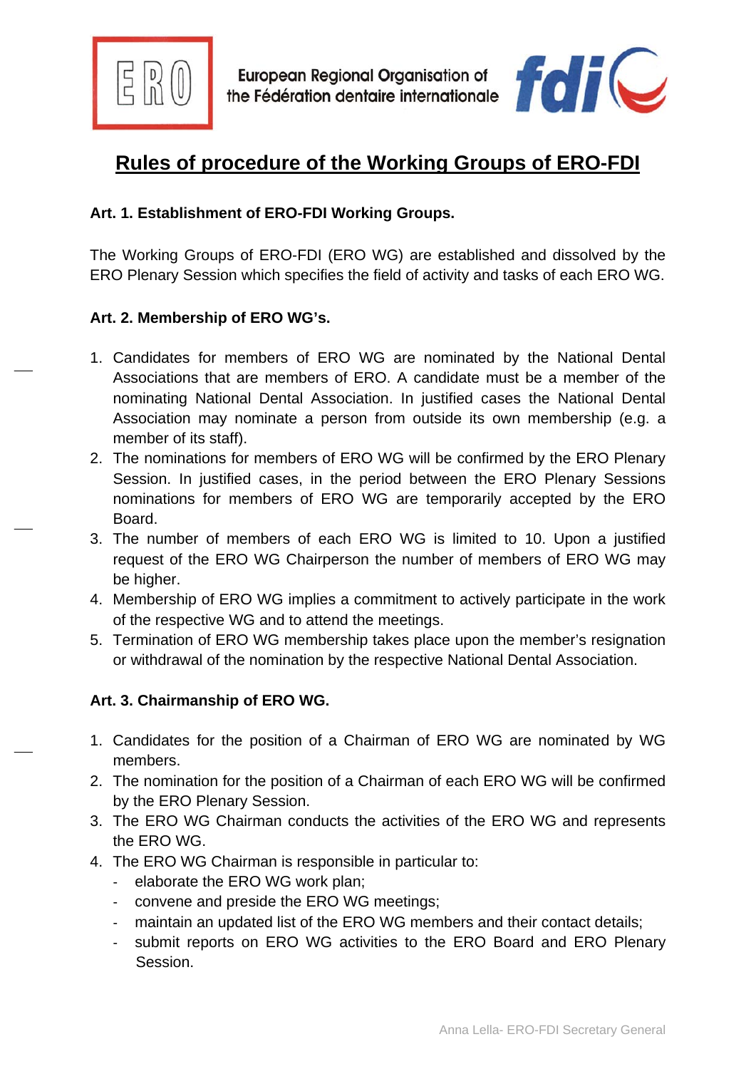European Regional Organisation of the Fédération dentaire internationale

# Rules of procedure of the Working Groups of ERO-FDI

**Art. 1. Establishment of ERO-FDI Working Groups.**

The Working Groups of ERO-FDI (ERO WG) are established and dissolved by the ERO Plenary Session which specifies the field of activity and tasks of each ERO WG.

**Art. 2. Membership of ERO WG's.**

1. Candidates for members of ERO WG are nominated by the National Dental Associations that are members of ERO. A candidate must be a member of the nominating National Dental Association. In justified cases the National Dental Association may nominate a person from outside its own membership (e.g. a member of its staff).
2. The nominations for members of ERO WG will be confirmed by the ERO Plenary Session. In justified cases, in the period between the ERO Plenary Sessions nominations for members of ERO WG are temporarily accepted by the ERO Board.
3. The number of members of each ERO WG is limited to 10. Upon a justified request of the ERO WG Chairperson the number of members of ERO WG may be higher.
4. Membership of ERO WG implies a commitment to actively participate in the work of the respective WG and to attend the meetings.
5. Termination of ERO WG membership takes place upon the member's resignation or withdrawal of the nomination by the respective National Dental Association.

**Art. 3. Chairmanship of ERO WG.**

1. Candidates for the position of a Chairman of ERO WG are nominated by WG members.
2. The nomination for the position of a Chairman of each ERO WG will be confirmed by the ERO Plenary Session.
3. The ERO WG Chairman conducts the activities of the ERO WG and represents the ERO WG.
4. The ERO WG Chairman is responsible in particular to:
   - elaborate the ERO WG work plan;
   - convene and preside the ERO WG meetings;
   - maintain an updated list of the ERO WG members and their contact details;
   - submit reports on ERO WG activities to the ERO Board and ERO Plenary Session.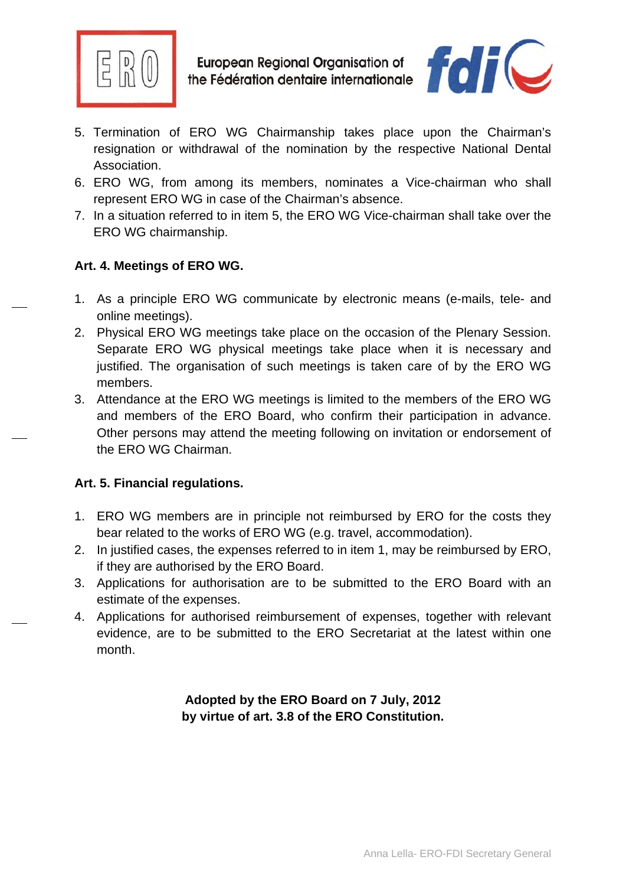5. Termination of ERO WG Chairmanship takes place upon the Chairman's resignation or withdrawal of the nomination by the respective National Dental Association.
6. ERO WG, from among its members, nominates a Vice-chairman who shall represent ERO WG in case of the Chairman's absence.
7. In a situation referred to in item 5, the ERO WG Vice-chairman shall take over the ERO WG chairmanship.

**Art. 4. Meetings of ERO WG.**

1. As a principle ERO WG communicate by electronic means (e-mails, tele- and online meetings).
2. Physical ERO WG meetings take place on the occasion of the Plenary Session. Separate ERO WG physical meetings take place when it is necessary and justified. The organisation of such meetings is taken care of by the ERO WG members.
3. Attendance at the ERO WG meetings is limited to the members of the ERO WG and members of the ERO Board, who confirm their participation in advance. Other persons may attend the meeting following on invitation or endorsement of the ERO WG Chairman.

**Art. 5. Financial regulations.**

1. ERO WG members are in principle not reimbursed by ERO for the costs they bear related to the works of ERO WG (e.g. travel, accommodation).
2. In justified cases, the expenses referred to in item 1, may be reimbursed by ERO, if they are authorised by the ERO Board.
3. Applications for authorisation are to be submitted to the ERO Board with an estimate of the expenses.
4. Applications for authorised reimbursement of expenses, together with relevant evidence, are to be submitted to the ERO Secretariat at the latest within one month.

**Adopted by the ERO Board on 7 July, 2012**
**by virtue of art. 3.8 of the ERO Constitution.**